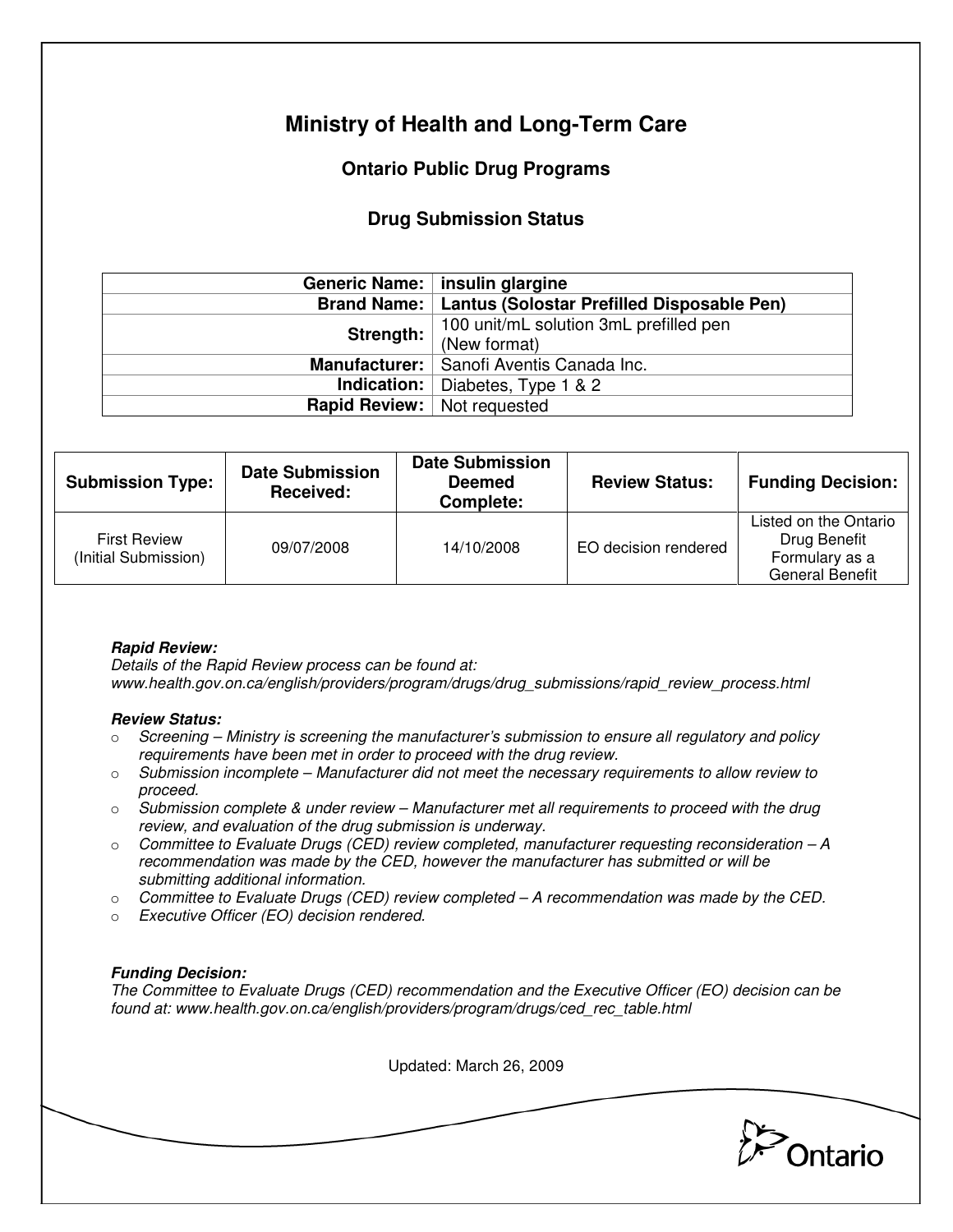# Ministry of Health and Long-Term Care

## Ontario Public Drug Programs

### Drug Submission Status

| | |
|---|---|
| **Generic Name:** | **insulin glargine** |
| **Brand Name:** | **Lantus (Solostar Prefilled Disposable Pen)** |
| **Strength:** | 100 unit/mL solution 3mL prefilled pen (New format) |
| **Manufacturer:** | Sanofi Aventis Canada Inc. |
| **Indication:** | Diabetes, Type 1 & 2 |
| **Rapid Review:** | Not requested |

| Submission Type: | Date Submission Received: | Date Submission Deemed Complete: | Review Status: | Funding Decision: |
|---|---|---|---|---|
| First Review (Initial Submission) | 09/07/2008 | 14/10/2008 | EO decision rendered | Listed on the Ontario Drug Benefit Formulary as a General Benefit |

***Rapid Review:***
*Details of the Rapid Review process can be found at: www.health.gov.on.ca/english/providers/program/drugs/drug_submissions/rapid_review_process.html*

***Review Status:***

- *Screening – Ministry is screening the manufacturer's submission to ensure all regulatory and policy requirements have been met in order to proceed with the drug review.*
- *Submission incomplete – Manufacturer did not meet the necessary requirements to allow review to proceed.*
- *Submission complete & under review – Manufacturer met all requirements to proceed with the drug review, and evaluation of the drug submission is underway.*
- *Committee to Evaluate Drugs (CED) review completed, manufacturer requesting reconsideration – A recommendation was made by the CED, however the manufacturer has submitted or will be submitting additional information.*
- *Committee to Evaluate Drugs (CED) review completed – A recommendation was made by the CED.*
- *Executive Officer (EO) decision rendered.*

***Funding Decision:***
*The Committee to Evaluate Drugs (CED) recommendation and the Executive Officer (EO) decision can be found at: www.health.gov.on.ca/english/providers/program/drugs/ced_rec_table.html*

Updated: March 26, 2009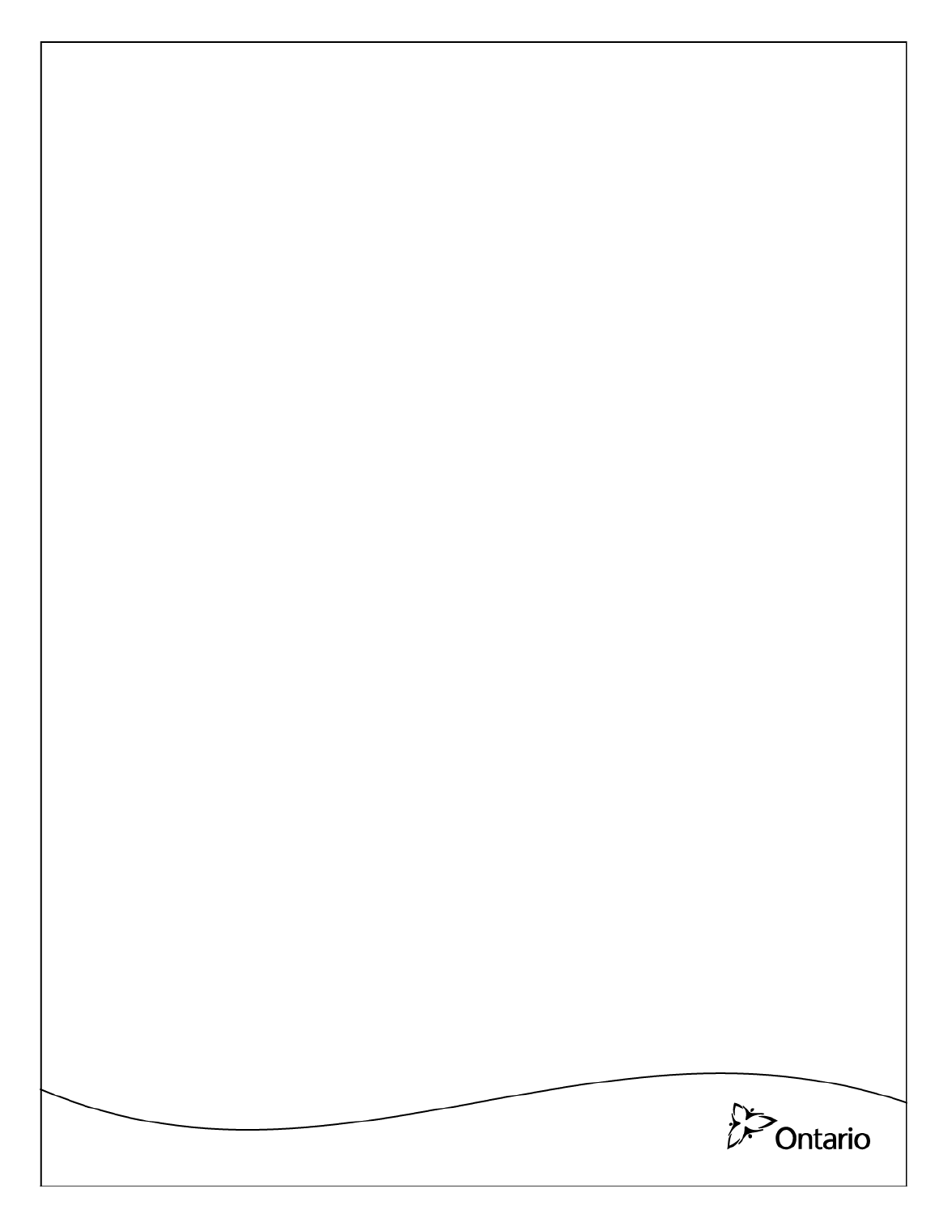Ontario